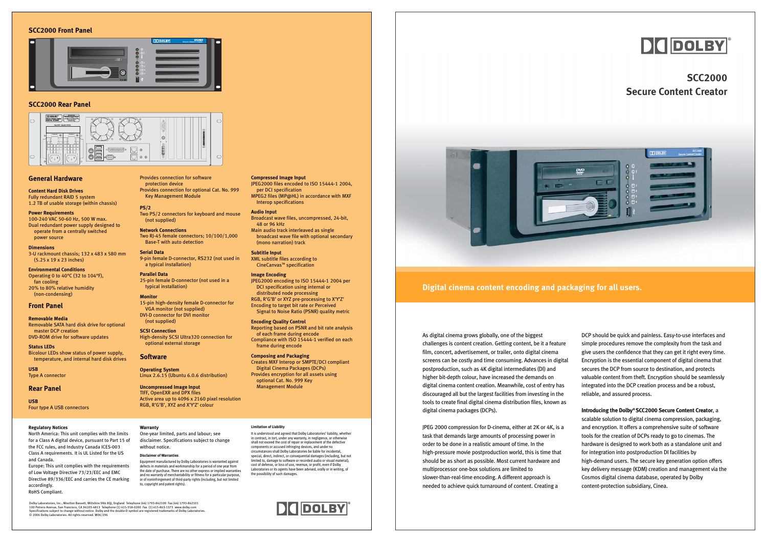# SCC2000 Secure Content Creator

## Digital cinema content encoding and packaging for all users.

As digital cinema grows globally, one of the biggest challenges is content creation. Getting content, be it a feature film, concert, advertisement, or trailer, onto digital cinema screens can be costly and time consuming. Advances in digital postproduction, such as 4K digital intermediates (DI) and higher bit-depth colour, have increased the demands on digital cinema content creation. Meanwhile, cost of entry has discouraged all but the largest facilities from investing in the tools to create final digital cinema distribution files, known as digital cinema packages (DCPs).

JPEG 2000 compression for D-cinema, either at 2K or 4K, is a task that demands large amounts of processing power in order to be done in a realistic amount of time. In the high-pressure movie postproduction world, this is time that should be as short as possible. Most current hardware and multiprocessor one-box solutions are limited to slower-than-real-time encoding. A different approach is needed to achieve quick turnaround of content. Creating a DCP should be quick and painless. Easy-to-use interfaces and simple procedures remove the complexity from the task and give users the confidence that they can get it right every time. Encryption is the essential component of digital cinema that secures the DCP from source to destination, and protects valuable content from theft. Encryption should be seamlessly integrated into the DCP creation process and be a robust, reliable, and assured process.

**Introducing the Dolby® SCC2000 Secure Content Creator**, a scalable solution to digital cinema compression, packaging, and encryption. It offers a comprehensive suite of software tools for the creation of DCPs ready to go to cinemas. The hardware is designed to work both as a standalone unit and for integration into postproduction DI facilities by high-demand users. The secure key generation option offers key delivery message (KDM) creation and management via the Cosmos digital cinema database, operated by Dolby content-protection subsidiary, Cinea.

### SCC2000 Front Panel

### SCC2000 Rear Panel

## General Hardware

**Content Hard Disk Drives**
Fully redundant RAID 5 system
1.2 TB of usable storage (within chassis)

**Power Requirements**
100-240 VAC 50-60 Hz, 500 W max.
Dual redundant power supply designed to operate from a centrally switched power source

**Dimensions**
3-U rackmount chassis; 132 x 483 x 580 mm (5.25 x 19 x 23 inches)

**Environmental Conditions**
Operating 0 to 40°C (32 to 104°F), fan cooling
20% to 80% relative humidity (non-condensing)

## Front Panel

**Removable Media**
Removable SATA hard disk drive for optional master DCP creation
DVD-ROM drive for software updates

**Status LEDs**
Bicolour LEDs show status of power supply, temperature, and internal hard disk drives

**USB**
Type A connector

## Rear Panel

**USB**
Four type A USB connectors
Provides connection for software protection device
Provides connection for optional Cat. No. 999 Key Management Module

**PS/2**
Two PS/2 connectors for keyboard and mouse (not supplied)

**Network Connections**
Two RJ-45 female connectors; 10/100/1,000 Base-T with auto detection

**Serial Data**
9-pin female D-connector, RS232 (not used in a typical installation)

**Parallel Data**
25-pin female D-connector (not used in a typical installation)

**Monitor**
15-pin high-density female D-connector for VGA monitor (not supplied)
DVI-D connector for DVI monitor (not supplied)

**SCSI Connection**
High-density SCSI Ultra320 connection for optional external storage

## Software

**Operating System**
Linux 2.6.15 (Ubuntu 6.0.6 distribution)

**Uncompressed Image Input**
TIFF, OpenEXR and DPX files
Active area up to 4096 x 2160 pixel resolution
RGB, R'G'B', XYZ and X'Y'Z' colour

**Compressed Image Input**
JPEG2000 files encoded to ISO 15444-1 2004, per DCI specification
MPEG2 files (MP@HL) in accordance with MXF Interop specifications

**Audio Input**
Broadcast wave files, uncompressed, 24-bit, 48 or 96 kHz
Main audio track interleaved as single broadcast wave file with optional secondary (mono narration) track

**Subtitle Input**
XML subtitle files according to CineCanvas™ specification

**Image Encoding**
JPEG2000 encoding to ISO 15444-1 2004 per DCI specification using internal or distributed node processing
RGB, R'G'B' or XYZ pre-processing to X'Y'Z'
Encoding to target bit rate or Perceived Signal to Noise Ratio (PSNR) quality metric

**Encoding Quality Control**
Reporting based on PSNR and bit rate analysis of each frame during encode
Compliance with ISO 15444-1 verified on each frame during encode

**Composing and Packaging**
Creates MXF Interop or SMPTE/DCI compliant Digital Cinema Packages (DCPs)
Provides encryption for all assets using optional Cat. No. 999 Key Management Module

**Regulatory Notices**
North America: This unit complies with the limits for a Class A digital device, pursuant to Part 15 of the FCC rules, and Industry Canada ICES-003 Class A requirements. It is UL Listed for the US and Canada.
Europe: This unit complies with the requirements of Low Voltage Directive 73/23/EEC and EMC Directive 89/336/EEC and carries the CE marking accordingly.
RoHS Compliant.

**Warranty**
One-year limited, parts and labour; see disclaimer. Specifications subject to change without notice.

**Disclaimer of Warranties**
Equipment manufactured by Dolby Laboratories is warranted against defects in materials and workmanship for a period of one year from the date of purchase. There are no other express or implied warranties and no warranty of merchantability or fitness for a particular purpose, or of noninfringement of third-party rights (including, but not limited to, copyright and patent rights).

**Limitation of Liability**
It is understood and agreed that Dolby Laboratories' liability, whether in contract, in tort, under any warranty, in negligence, or otherwise shall not exceed the cost of repair or replacement of the defective components or accused infringing devices, and under no circumstances shall Dolby Laboratories be liable for incidental, special, direct, indirect, or consequential damages (including, but not limited to, damage to software or recorded audio or visual material), cost of defense, or loss of use, revenue, or profit, even if Dolby Laboratories or its agents have been advised, orally or in writing, of the possibility of such damages.

Dolby Laboratories, Inc., Wootton Bassett, Wiltshire SN4 8QJ, England Telephone (44) 1793-842100 Fax (44) 1793-842101
100 Potrero Avenue, San Francisco, CA 94103-4813 Telephone (1) 415-558-0200 Fax (1) 415-863-1373 www.dolby.com
Specifications subject to change without notice. Dolby and the double-D symbol are registered trademarks of Dolby Laboratories.
© 2006 Dolby Laboratories. All rights reserved. W06/296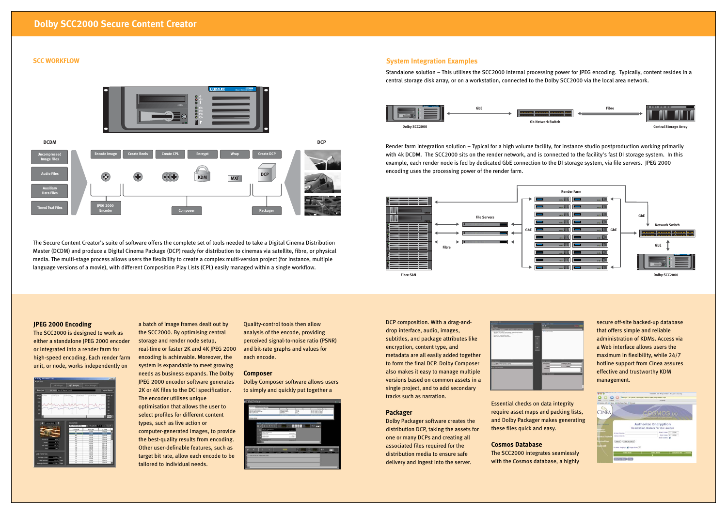# Dolby SCC2000 Secure Content Creator

## SCC WORKFLOW

DCDM

Uncompressed Image Files

Audio Files

Auxiliary Data Files

Timed Text Files

Encode Image

Create Reels

Create CPL

Encrypt

Wrap

Create DCP

KDM

MXF

DCP

JPEG 2000 Encoder

Composer

Packager

The Secure Content Creator's suite of software offers the complete set of tools needed to take a Digital Cinema Distribution Master (DCDM) and produce a Digital Cinema Package (DCP) ready for distribution to cinemas via satellite, fibre, or physical media. The multi-stage process allows users the flexibility to create a complex multi-version project (for instance, multiple language versions of a movie), with different Composition Play Lists (CPL) easily managed within a single workflow.

## System Integration Examples

Standalone solution – This utilises the SCC2000 internal processing power for JPEG encoding. Typically, content resides in a central storage disk array, or on a workstation, connected to the Dolby SCC2000 via the local area network.

GbE

Fibre

Dolby SCC2000

Gb Network Switch

Central Storage Array

Render farm integration solution – Typical for a high volume facility, for instance studio postproduction working primarily with 4k DCDM. The SCC2000 sits on the render network, and is connected to the facility's fast DI storage system. In this example, each render node is fed by dedicated GbE connection to the DI storage system, via file servers. JPEG 2000 encoding uses the processing power of the render farm.

Render Farm

File Servers

GbE

GbE

GbE

Network Switch

GbE

Fibre

Fibre SAN

Dolby SCC2000

### JPEG 2000 Encoding

The SCC2000 is designed to work as either a standalone JPEG 2000 encoder or integrated into a render farm for high-speed encoding. Each render farm unit, or node, works independently on a batch of image frames dealt out by the SCC2000. By optimising central storage and render node setup, real-time or faster 2K and 4K JPEG 2000 encoding is achievable. Moreover, the system is expandable to meet growing needs as business expands. The Dolby JPEG 2000 encoder software generates 2K or 4K files to the DCI specification. The encoder utilises unique optimisation that allows the user to select profiles for different content types, such as live action or computer-generated images, to provide the best-quality results from encoding. Other user-definable features, such as target bit rate, allow each encode to be tailored to individual needs.

Quality-control tools then allow analysis of the encode, providing perceived signal-to-noise ratio (PSNR) and bit-rate graphs and values for each encode.

### Composer

Dolby Composer software allows users to simply and quickly put together a DCP composition. With a drag-and-drop interface, audio, images, subtitles, and package attributes like encryption, content type, and metadata are all easily added together to form the final DCP. Dolby Composer also makes it easy to manage multiple versions based on common assets in a single project, and to add secondary tracks such as narration.

### Packager

Dolby Packager software creates the distribution DCP, taking the assets for one or many DCPs and creating all associated files required for the distribution media to ensure safe delivery and ingest into the server.

Essential checks on data integrity require asset maps and packing lists, and Dolby Packager makes generating these files quick and easy.

### Cosmos Database

The SCC2000 integrates seamlessly with the Cosmos database, a highly secure off-site backed-up database that offers simple and reliable administration of KDMs. Access via a Web interface allows users the maximum in flexibility, while 24/7 hotline support from Cinea assures effective and trustworthy KDM management.